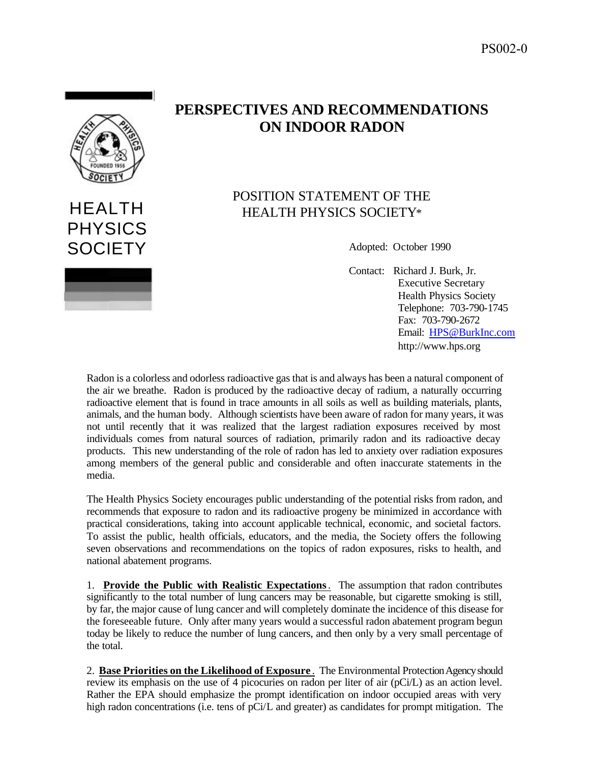PS002-0

HEALTH PHYSICS SOCIETY

# PERSPECTIVES AND RECOMMENDATIONS ON INDOOR RADON

## POSITION STATEMENT OF THE HEALTH PHYSICS SOCIETY*

Adopted: October 1990

Contact: Richard J. Burk, Jr.
Executive Secretary
Health Physics Society
Telephone: 703-790-1745
Fax: 703-790-2672
Email: HPS@BurkInc.com
http://www.hps.org

Radon is a colorless and odorless radioactive gas that is and always has been a natural component of the air we breathe. Radon is produced by the radioactive decay of radium, a naturally occurring radioactive element that is found in trace amounts in all soils as well as building materials, plants, animals, and the human body. Although scientists have been aware of radon for many years, it was not until recently that it was realized that the largest radiation exposures received by most individuals comes from natural sources of radiation, primarily radon and its radioactive decay products. This new understanding of the role of radon has led to anxiety over radiation exposures among members of the general public and considerable and often inaccurate statements in the media.

The Health Physics Society encourages public understanding of the potential risks from radon, and recommends that exposure to radon and its radioactive progeny be minimized in accordance with practical considerations, taking into account applicable technical, economic, and societal factors. To assist the public, health officials, educators, and the media, the Society offers the following seven observations and recommendations on the topics of radon exposures, risks to health, and national abatement programs.

1. **Provide the Public with Realistic Expectations**. The assumption that radon contributes significantly to the total number of lung cancers may be reasonable, but cigarette smoking is still, by far, the major cause of lung cancer and will completely dominate the incidence of this disease for the foreseeable future. Only after many years would a successful radon abatement program begun today be likely to reduce the number of lung cancers, and then only by a very small percentage of the total.

2. **Base Priorities on the Likelihood of Exposure**. The Environmental Protection Agency should review its emphasis on the use of 4 picocuries on radon per liter of air (pCi/L) as an action level. Rather the EPA should emphasize the prompt identification on indoor occupied areas with very high radon concentrations (i.e. tens of pCi/L and greater) as candidates for prompt mitigation. The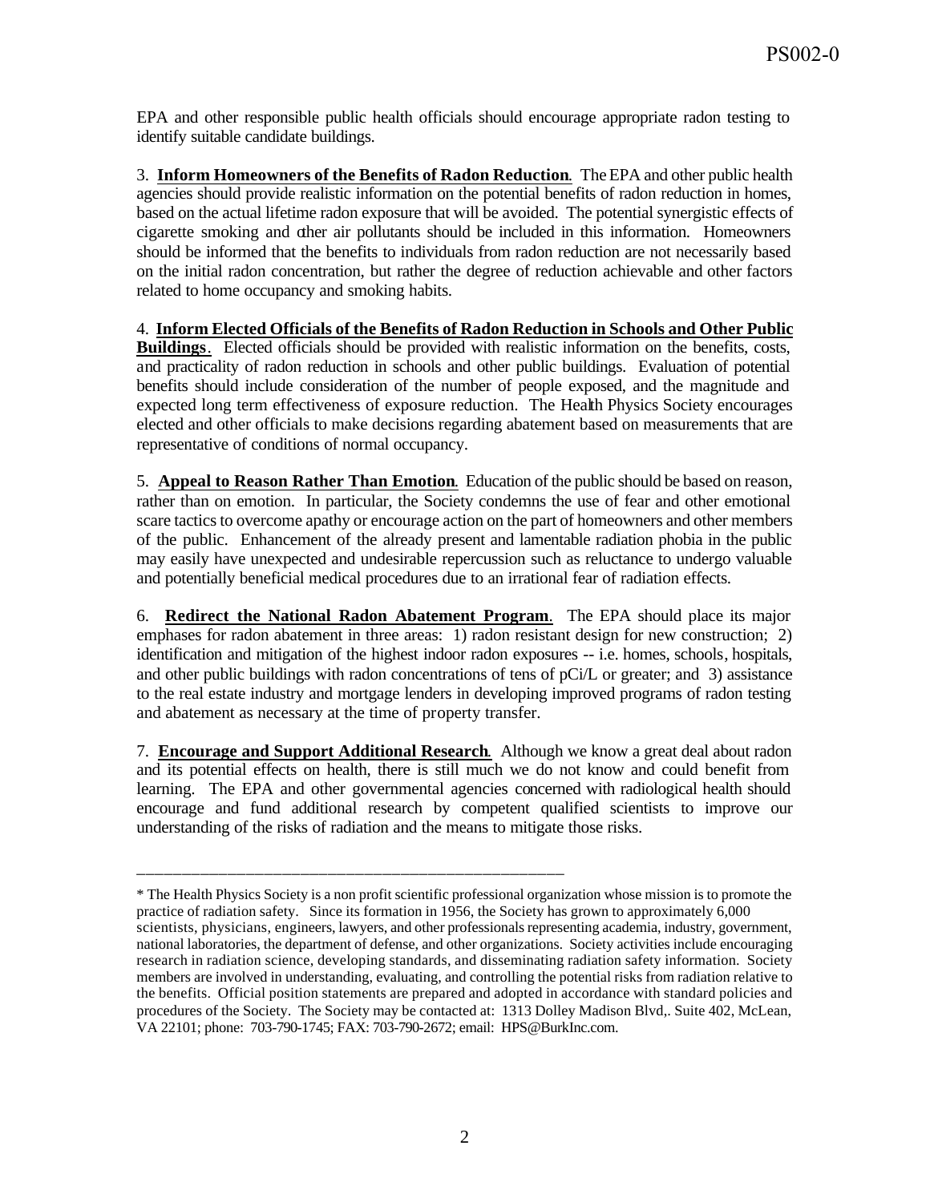EPA and other responsible public health officials should encourage appropriate radon testing to identify suitable candidate buildings.

3. **Inform Homeowners of the Benefits of Radon Reduction**. The EPA and other public health agencies should provide realistic information on the potential benefits of radon reduction in homes, based on the actual lifetime radon exposure that will be avoided. The potential synergistic effects of cigarette smoking and other air pollutants should be included in this information. Homeowners should be informed that the benefits to individuals from radon reduction are not necessarily based on the initial radon concentration, but rather the degree of reduction achievable and other factors related to home occupancy and smoking habits.

4. **Inform Elected Officials of the Benefits of Radon Reduction in Schools and Other Public Buildings**. Elected officials should be provided with realistic information on the benefits, costs, and practicality of radon reduction in schools and other public buildings. Evaluation of potential benefits should include consideration of the number of people exposed, and the magnitude and expected long term effectiveness of exposure reduction. The Health Physics Society encourages elected and other officials to make decisions regarding abatement based on measurements that are representative of conditions of normal occupancy.

5. **Appeal to Reason Rather Than Emotion**. Education of the public should be based on reason, rather than on emotion. In particular, the Society condemns the use of fear and other emotional scare tactics to overcome apathy or encourage action on the part of homeowners and other members of the public. Enhancement of the already present and lamentable radiation phobia in the public may easily have unexpected and undesirable repercussion such as reluctance to undergo valuable and potentially beneficial medical procedures due to an irrational fear of radiation effects.

6. **Redirect the National Radon Abatement Program**. The EPA should place its major emphases for radon abatement in three areas: 1) radon resistant design for new construction; 2) identification and mitigation of the highest indoor radon exposures -- i.e. homes, schools, hospitals, and other public buildings with radon concentrations of tens of pCi/L or greater; and 3) assistance to the real estate industry and mortgage lenders in developing improved programs of radon testing and abatement as necessary at the time of property transfer.

7. **Encourage and Support Additional Research**. Although we know a great deal about radon and its potential effects on health, there is still much we do not know and could benefit from learning. The EPA and other governmental agencies concerned with radiological health should encourage and fund additional research by competent qualified scientists to improve our understanding of the risks of radiation and the means to mitigate those risks.

---

\* The Health Physics Society is a non profit scientific professional organization whose mission is to promote the practice of radiation safety. Since its formation in 1956, the Society has grown to approximately 6,000 scientists, physicians, engineers, lawyers, and other professionals representing academia, industry, government, national laboratories, the department of defense, and other organizations. Society activities include encouraging research in radiation science, developing standards, and disseminating radiation safety information. Society members are involved in understanding, evaluating, and controlling the potential risks from radiation relative to the benefits. Official position statements are prepared and adopted in accordance with standard policies and procedures of the Society. The Society may be contacted at: 1313 Dolley Madison Blvd,. Suite 402, McLean, VA 22101; phone: 703-790-1745; FAX: 703-790-2672; email: HPS@BurkInc.com.